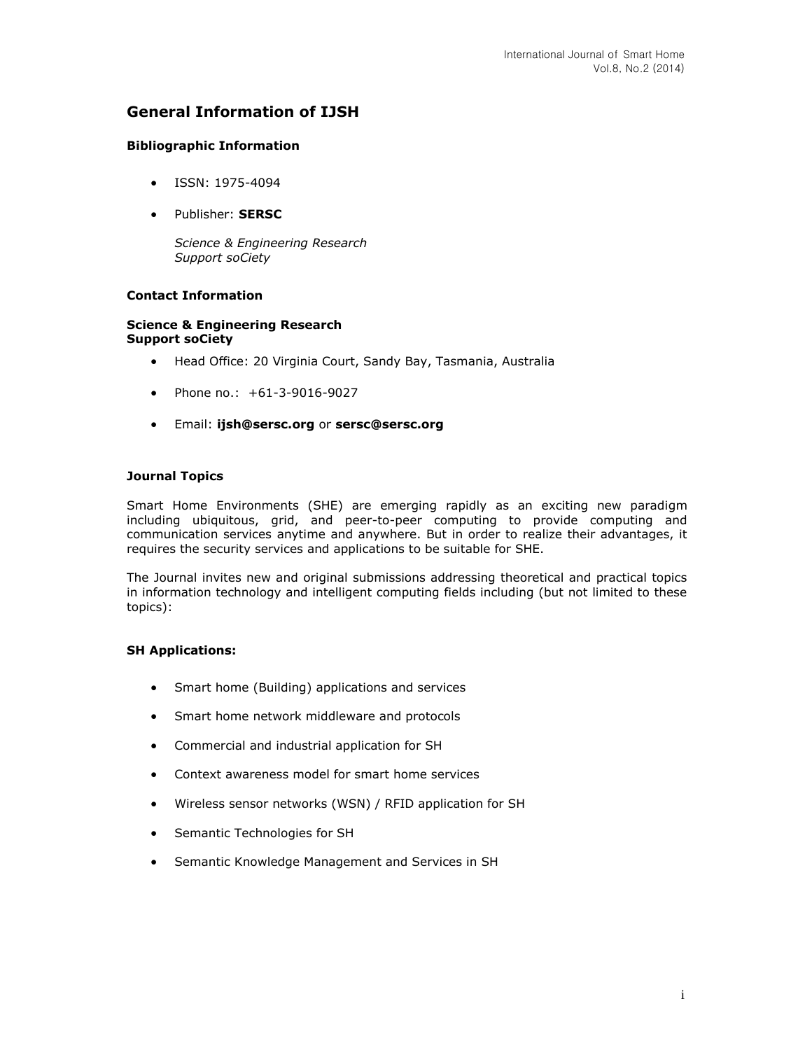# General Information of IJSH

### Bibliographic Information

- ISSN: 1975-4094
- Publisher: **SERSC**

  *Science & Engineering Research Support soCiety*

### Contact Information

**Science & Engineering Research Support soCiety**

- Head Office: 20 Virginia Court, Sandy Bay, Tasmania, Australia
- Phone no.: +61-3-9016-9027
- Email: **ijsh@sersc.org** or **sersc@sersc.org**

### Journal Topics

Smart Home Environments (SHE) are emerging rapidly as an exciting new paradigm including ubiquitous, grid, and peer-to-peer computing to provide computing and communication services anytime and anywhere. But in order to realize their advantages, it requires the security services and applications to be suitable for SHE.

The Journal invites new and original submissions addressing theoretical and practical topics in information technology and intelligent computing fields including (but not limited to these topics):

### SH Applications:

- Smart home (Building) applications and services
- Smart home network middleware and protocols
- Commercial and industrial application for SH
- Context awareness model for smart home services
- Wireless sensor networks (WSN) / RFID application for SH
- Semantic Technologies for SH
- Semantic Knowledge Management and Services in SH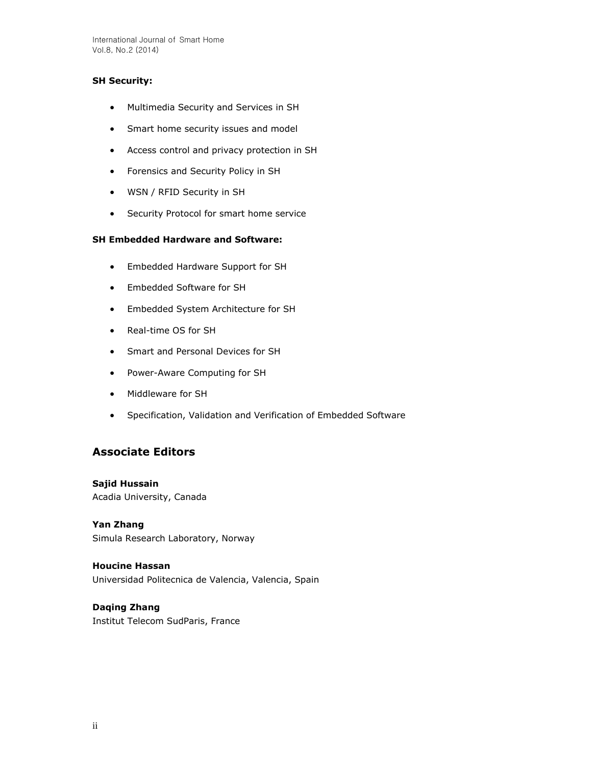**SH Security:**

- Multimedia Security and Services in SH
- Smart home security issues and model
- Access control and privacy protection in SH
- Forensics and Security Policy in SH
- WSN / RFID Security in SH
- Security Protocol for smart home service

**SH Embedded Hardware and Software:**

- Embedded Hardware Support for SH
- Embedded Software for SH
- Embedded System Architecture for SH
- Real-time OS for SH
- Smart and Personal Devices for SH
- Power-Aware Computing for SH
- Middleware for SH
- Specification, Validation and Verification of Embedded Software

## Associate Editors

**Sajid Hussain**
Acadia University, Canada

**Yan Zhang**
Simula Research Laboratory, Norway

**Houcine Hassan**
Universidad Politecnica de Valencia, Valencia, Spain

**Daqing Zhang**
Institut Telecom SudParis, France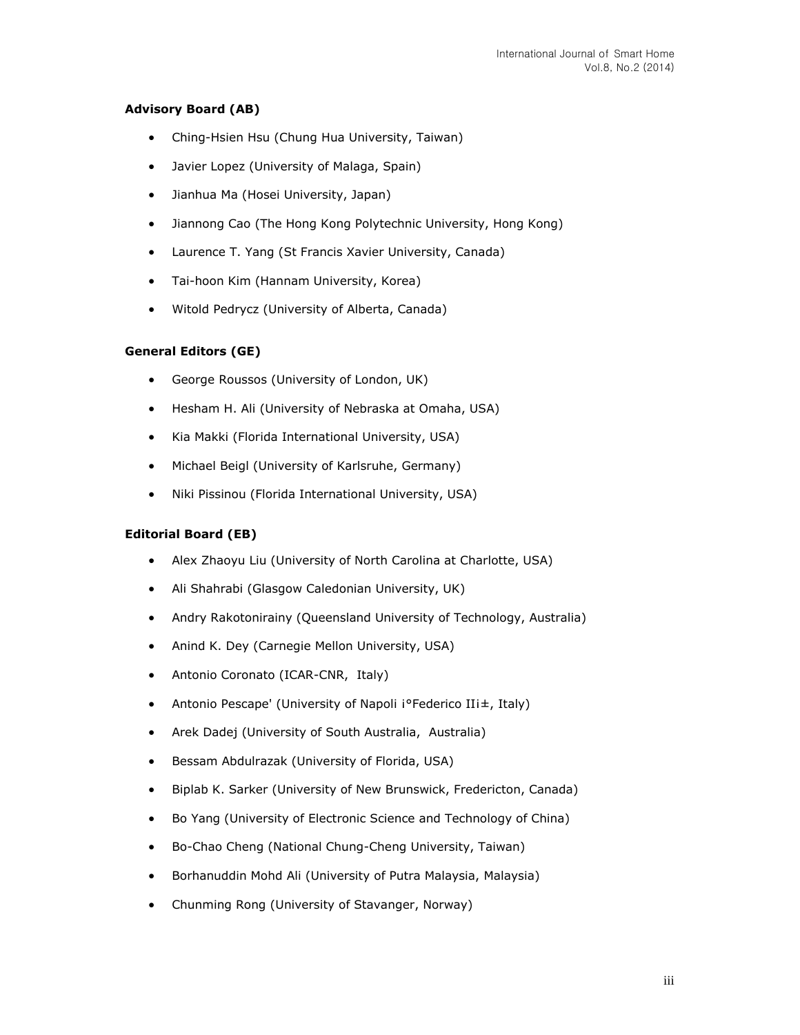**Advisory Board (AB)**

- Ching-Hsien Hsu (Chung Hua University, Taiwan)
- Javier Lopez (University of Malaga, Spain)
- Jianhua Ma (Hosei University, Japan)
- Jiannong Cao (The Hong Kong Polytechnic University, Hong Kong)
- Laurence T. Yang (St Francis Xavier University, Canada)
- Tai-hoon Kim (Hannam University, Korea)
- Witold Pedrycz (University of Alberta, Canada)

**General Editors (GE)**

- George Roussos (University of London, UK)
- Hesham H. Ali (University of Nebraska at Omaha, USA)
- Kia Makki (Florida International University, USA)
- Michael Beigl (University of Karlsruhe, Germany)
- Niki Pissinou (Florida International University, USA)

**Editorial Board (EB)**

- Alex Zhaoyu Liu (University of North Carolina at Charlotte, USA)
- Ali Shahrabi (Glasgow Caledonian University, UK)
- Andry Rakotonirainy (Queensland University of Technology, Australia)
- Anind K. Dey (Carnegie Mellon University, USA)
- Antonio Coronato (ICAR-CNR, Italy)
- Antonio Pescape' (University of Napoli i°Federico IIi±, Italy)
- Arek Dadej (University of South Australia, Australia)
- Bessam Abdulrazak (University of Florida, USA)
- Biplab K. Sarker (University of New Brunswick, Fredericton, Canada)
- Bo Yang (University of Electronic Science and Technology of China)
- Bo-Chao Cheng (National Chung-Cheng University, Taiwan)
- Borhanuddin Mohd Ali (University of Putra Malaysia, Malaysia)
- Chunming Rong (University of Stavanger, Norway)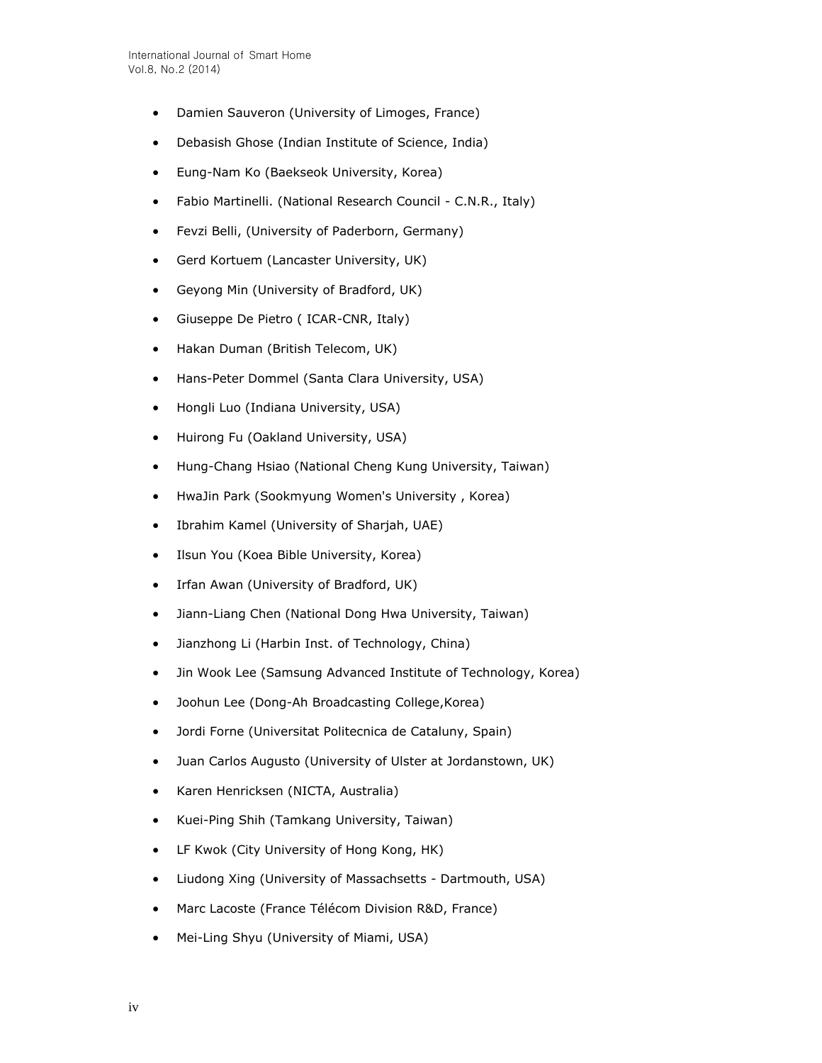- Damien Sauveron (University of Limoges, France)
- Debasish Ghose (Indian Institute of Science, India)
- Eung-Nam Ko (Baekseok University, Korea)
- Fabio Martinelli. (National Research Council - C.N.R., Italy)
- Fevzi Belli, (University of Paderborn, Germany)
- Gerd Kortuem (Lancaster University, UK)
- Geyong Min (University of Bradford, UK)
- Giuseppe De Pietro ( ICAR-CNR, Italy)
- Hakan Duman (British Telecom, UK)
- Hans-Peter Dommel (Santa Clara University, USA)
- Hongli Luo (Indiana University, USA)
- Huirong Fu (Oakland University, USA)
- Hung-Chang Hsiao (National Cheng Kung University, Taiwan)
- HwaJin Park (Sookmyung Women's University , Korea)
- Ibrahim Kamel (University of Sharjah, UAE)
- Ilsun You (Koea Bible University, Korea)
- Irfan Awan (University of Bradford, UK)
- Jiann-Liang Chen (National Dong Hwa University, Taiwan)
- Jianzhong Li (Harbin Inst. of Technology, China)
- Jin Wook Lee (Samsung Advanced Institute of Technology, Korea)
- Joohun Lee (Dong-Ah Broadcasting College,Korea)
- Jordi Forne (Universitat Politecnica de Cataluny, Spain)
- Juan Carlos Augusto (University of Ulster at Jordanstown, UK)
- Karen Henricksen (NICTA, Australia)
- Kuei-Ping Shih (Tamkang University, Taiwan)
- LF Kwok (City University of Hong Kong, HK)
- Liudong Xing (University of Massachsetts - Dartmouth, USA)
- Marc Lacoste (France Télécom Division R&D, France)
- Mei-Ling Shyu (University of Miami, USA)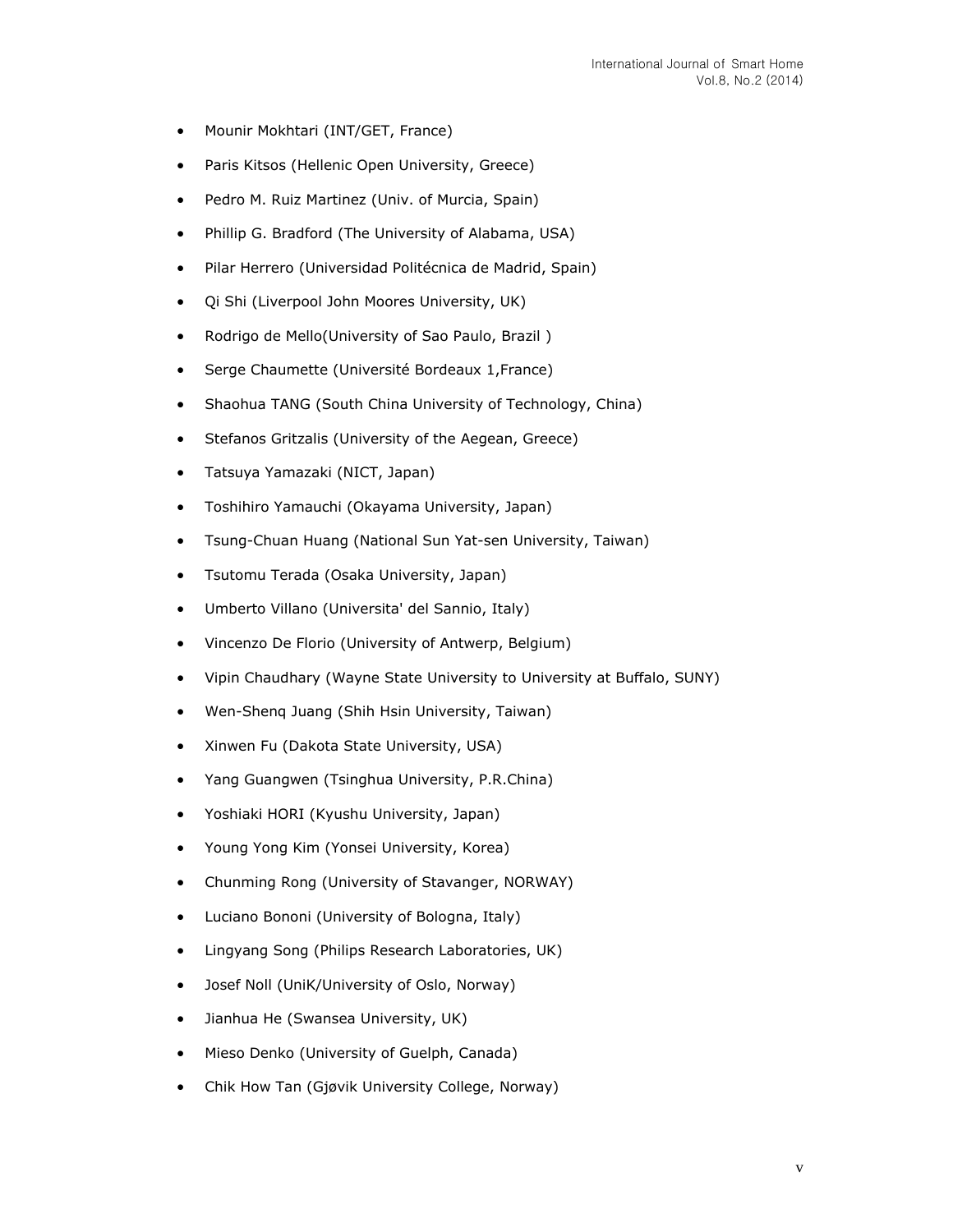- Mounir Mokhtari (INT/GET, France)
- Paris Kitsos (Hellenic Open University, Greece)
- Pedro M. Ruiz Martinez (Univ. of Murcia, Spain)
- Phillip G. Bradford (The University of Alabama, USA)
- Pilar Herrero (Universidad Politécnica de Madrid, Spain)
- Qi Shi (Liverpool John Moores University, UK)
- Rodrigo de Mello(University of Sao Paulo, Brazil )
- Serge Chaumette (Université Bordeaux 1,France)
- Shaohua TANG (South China University of Technology, China)
- Stefanos Gritzalis (University of the Aegean, Greece)
- Tatsuya Yamazaki (NICT, Japan)
- Toshihiro Yamauchi (Okayama University, Japan)
- Tsung-Chuan Huang (National Sun Yat-sen University, Taiwan)
- Tsutomu Terada (Osaka University, Japan)
- Umberto Villano (Universita' del Sannio, Italy)
- Vincenzo De Florio (University of Antwerp, Belgium)
- Vipin Chaudhary (Wayne State University to University at Buffalo, SUNY)
- Wen-Shenq Juang (Shih Hsin University, Taiwan)
- Xinwen Fu (Dakota State University, USA)
- Yang Guangwen (Tsinghua University, P.R.China)
- Yoshiaki HORI (Kyushu University, Japan)
- Young Yong Kim (Yonsei University, Korea)
- Chunming Rong (University of Stavanger, NORWAY)
- Luciano Bononi (University of Bologna, Italy)
- Lingyang Song (Philips Research Laboratories, UK)
- Josef Noll (UniK/University of Oslo, Norway)
- Jianhua He (Swansea University, UK)
- Mieso Denko (University of Guelph, Canada)
- Chik How Tan (Gjøvik University College, Norway)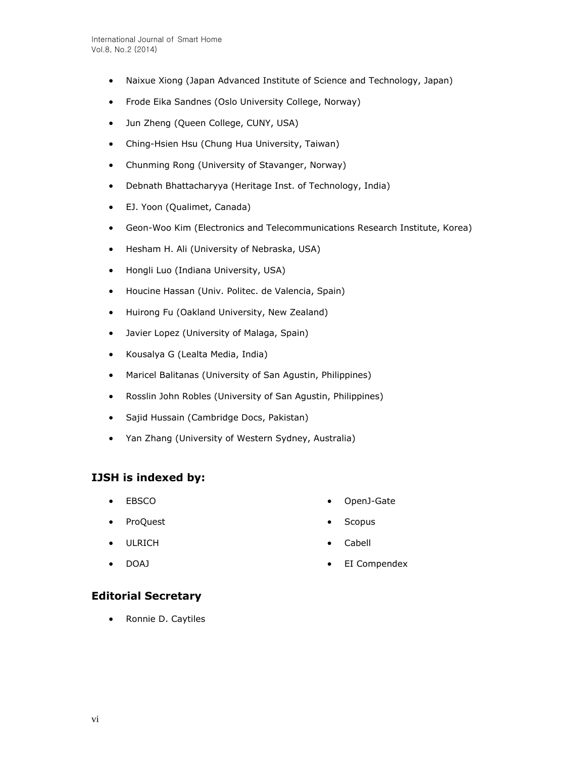- Naixue Xiong (Japan Advanced Institute of Science and Technology, Japan)
- Frode Eika Sandnes (Oslo University College, Norway)
- Jun Zheng (Queen College, CUNY, USA)
- Ching-Hsien Hsu (Chung Hua University, Taiwan)
- Chunming Rong (University of Stavanger, Norway)
- Debnath Bhattacharyya (Heritage Inst. of Technology, India)
- EJ. Yoon (Qualimet, Canada)
- Geon-Woo Kim (Electronics and Telecommunications Research Institute, Korea)
- Hesham H. Ali (University of Nebraska, USA)
- Hongli Luo (Indiana University, USA)
- Houcine Hassan (Univ. Politec. de Valencia, Spain)
- Huirong Fu (Oakland University, New Zealand)
- Javier Lopez (University of Malaga, Spain)
- Kousalya G (Lealta Media, India)
- Maricel Balitanas (University of San Agustin, Philippines)
- Rosslin John Robles (University of San Agustin, Philippines)
- Sajid Hussain (Cambridge Docs, Pakistan)
- Yan Zhang (University of Western Sydney, Australia)

## IJSH is indexed by:

- EBSCO
- ProQuest
- ULRICH
- DOAJ
- OpenJ-Gate
- Scopus
- Cabell
- EI Compendex

## Editorial Secretary

- Ronnie D. Caytiles